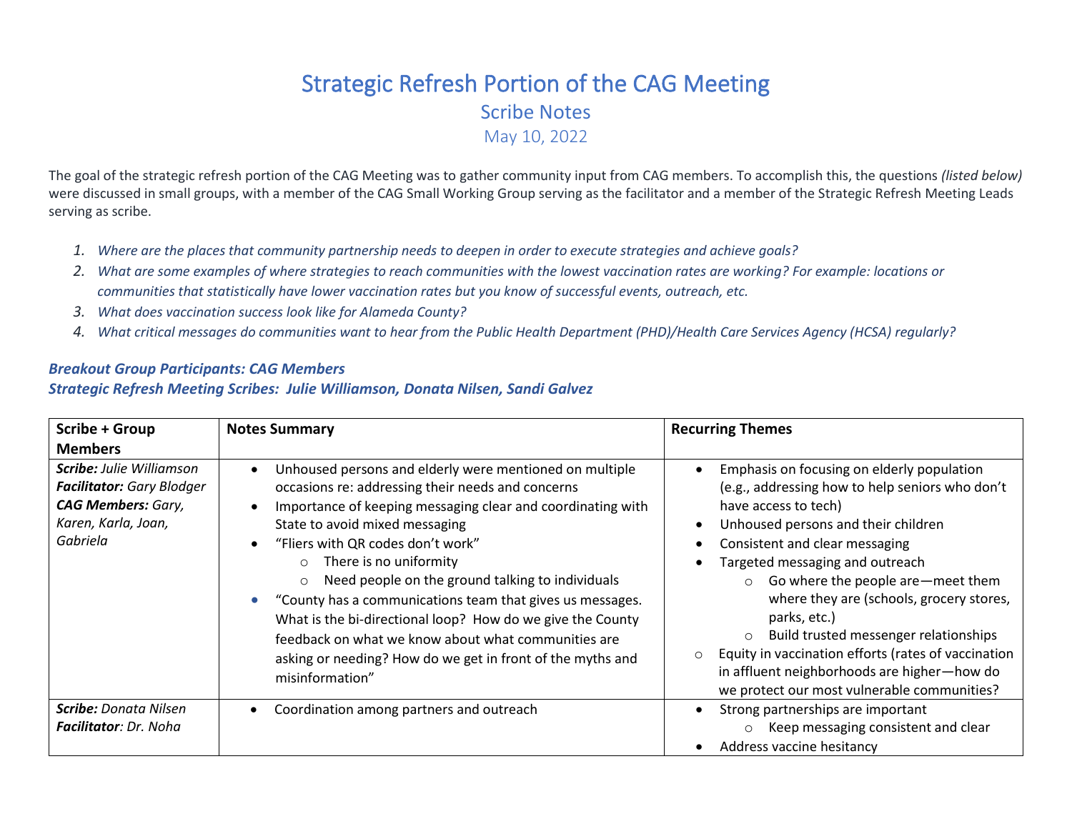# Strategic Refresh Portion of the CAG Meeting

## Scribe Notes

### May 10, 2022

The goal of the strategic refresh portion of the CAG Meeting was to gather community input from CAG members. To accomplish this, the questions *(listed below)* were discussed in small groups, with a member of the CAG Small Working Group serving as the facilitator and a member of the Strategic Refresh Meeting Leads serving as scribe.

1. *Where are the places that community partnership needs to deepen in order to execute strategies and achieve goals?*
2. *What are some examples of where strategies to reach communities with the lowest vaccination rates are working? For example: locations or communities that statistically have lower vaccination rates but you know of successful events, outreach, etc.*
3. *What does vaccination success look like for Alameda County?*
4. *What critical messages do communities want to hear from the Public Health Department (PHD)/Health Care Services Agency (HCSA) regularly?*

***Breakout Group Participants: CAG Members***
***Strategic Refresh Meeting Scribes: Julie Williamson, Donata Nilsen, Sandi Galvez***

| Scribe + Group Members | Notes Summary | Recurring Themes |
|---|---|---|
| ***Scribe:*** *Julie Williamson*<br>***Facilitator:*** *Gary Blodger*<br>***CAG Members:*** *Gary, Karen, Karla, Joan, Gabriela* | • Unhoused persons and elderly were mentioned on multiple occasions re: addressing their needs and concerns<br>• Importance of keeping messaging clear and coordinating with State to avoid mixed messaging<br>• "Fliers with QR codes don't work"<br>  ○ There is no uniformity<br>  ○ Need people on the ground talking to individuals<br>• "County has a communications team that gives us messages. What is the bi-directional loop? How do we give the County feedback on what we know about what communities are asking or needing? How do we get in front of the myths and misinformation" | • Emphasis on focusing on elderly population (e.g., addressing how to help seniors who don't have access to tech)<br>• Unhoused persons and their children<br>• Consistent and clear messaging<br>• Targeted messaging and outreach<br>  ○ Go where the people are—meet them where they are (schools, grocery stores, parks, etc.)<br>  ○ Build trusted messenger relationships<br>○ Equity in vaccination efforts (rates of vaccination in affluent neighborhoods are higher—how do we protect our most vulnerable communities? |
| ***Scribe:*** *Donata Nilsen*<br>***Facilitator****: Dr. Noha* | • Coordination among partners and outreach | • Strong partnerships are important<br>  ○ Keep messaging consistent and clear<br>• Address vaccine hesitancy |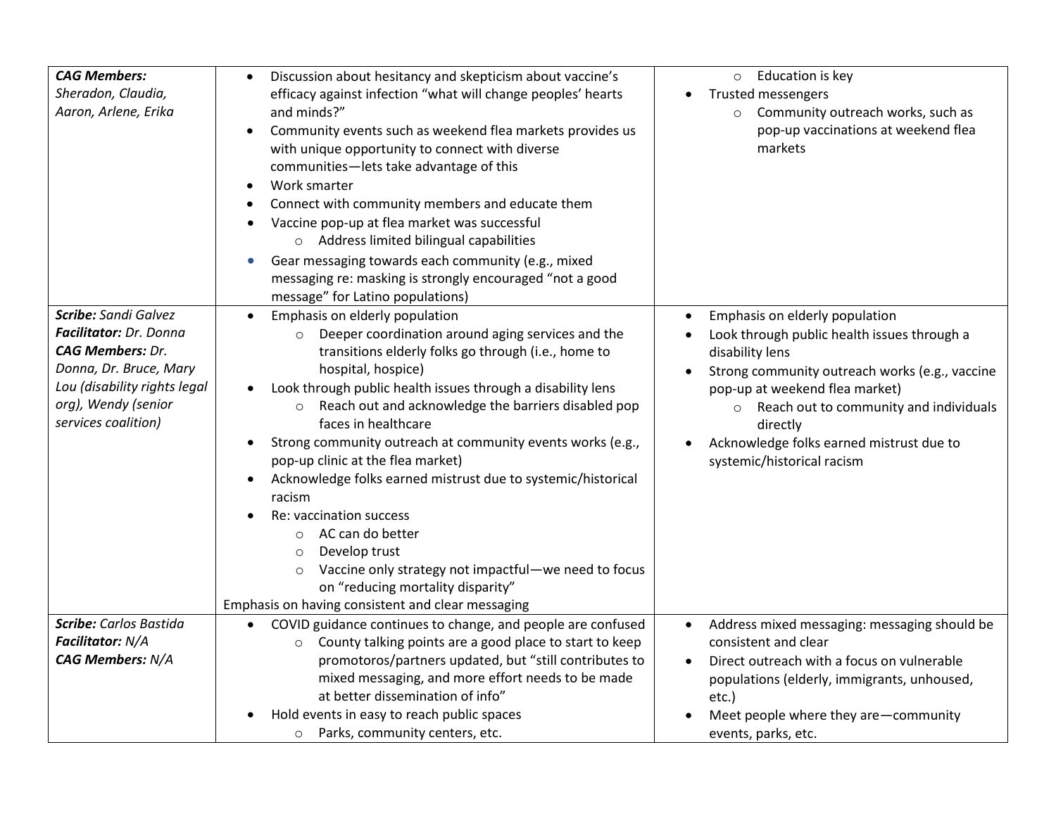| | | |
|---|---|---|
| ***CAG Members:*** *Sheradon, Claudia, Aaron, Arlene, Erika* | • Discussion about hesitancy and skepticism about vaccine's efficacy against infection "what will change peoples' hearts and minds?"<br>• Community events such as weekend flea markets provides us with unique opportunity to connect with diverse communities—lets take advantage of this<br>• Work smarter<br>• Connect with community members and educate them<br>• Vaccine pop-up at flea market was successful<br>&nbsp;&nbsp;&nbsp;&nbsp;○ Address limited bilingual capabilities<br>• Gear messaging towards each community (e.g., mixed messaging re: masking is strongly encouraged "not a good message" for Latino populations) | &nbsp;&nbsp;&nbsp;&nbsp;○ Education is key<br>• Trusted messengers<br>&nbsp;&nbsp;&nbsp;&nbsp;○ Community outreach works, such as pop-up vaccinations at weekend flea markets |
| ***Scribe:*** *Sandi Galvez*<br>***Facilitator:*** *Dr. Donna*<br>***CAG Members:*** *Dr. Donna, Dr. Bruce, Mary Lou (disability rights legal org), Wendy (senior services coalition)* | • Emphasis on elderly population<br>&nbsp;&nbsp;&nbsp;&nbsp;○ Deeper coordination around aging services and the transitions elderly folks go through (i.e., home to hospital, hospice)<br>• Look through public health issues through a disability lens<br>&nbsp;&nbsp;&nbsp;&nbsp;○ Reach out and acknowledge the barriers disabled pop faces in healthcare<br>• Strong community outreach at community events works (e.g., pop-up clinic at the flea market)<br>• Acknowledge folks earned mistrust due to systemic/historical racism<br>• Re: vaccination success<br>&nbsp;&nbsp;&nbsp;&nbsp;○ AC can do better<br>&nbsp;&nbsp;&nbsp;&nbsp;○ Develop trust<br>&nbsp;&nbsp;&nbsp;&nbsp;○ Vaccine only strategy not impactful—we need to focus on "reducing mortality disparity"<br>Emphasis on having consistent and clear messaging | • Emphasis on elderly population<br>• Look through public health issues through a disability lens<br>• Strong community outreach works (e.g., vaccine pop-up at weekend flea market)<br>&nbsp;&nbsp;&nbsp;&nbsp;○ Reach out to community and individuals directly<br>• Acknowledge folks earned mistrust due to systemic/historical racism |
| ***Scribe:*** *Carlos Bastida*<br>***Facilitator:*** *N/A*<br>***CAG Members:*** *N/A* | • COVID guidance continues to change, and people are confused<br>&nbsp;&nbsp;&nbsp;&nbsp;○ County talking points are a good place to start to keep promotoros/partners updated, but "still contributes to mixed messaging, and more effort needs to be made at better dissemination of info"<br>• Hold events in easy to reach public spaces<br>&nbsp;&nbsp;&nbsp;&nbsp;○ Parks, community centers, etc. | • Address mixed messaging: messaging should be consistent and clear<br>• Direct outreach with a focus on vulnerable populations (elderly, immigrants, unhoused, etc.)<br>• Meet people where they are—community events, parks, etc. |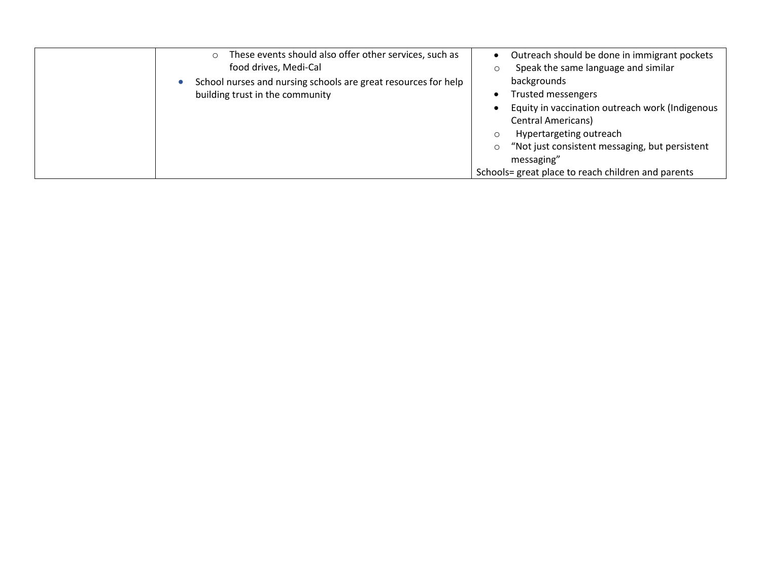| | | |
|---|---|---|
| | ○ These events should also offer other services, such as food drives, Medi-Cal<br>• School nurses and nursing schools are great resources for help building trust in the community | • Outreach should be done in immigrant pockets<br>○ Speak the same language and similar backgrounds<br>• Trusted messengers<br>• Equity in vaccination outreach work (Indigenous Central Americans)<br>○ Hypertargeting outreach<br>○ "Not just consistent messaging, but persistent messaging"<br>Schools= great place to reach children and parents |